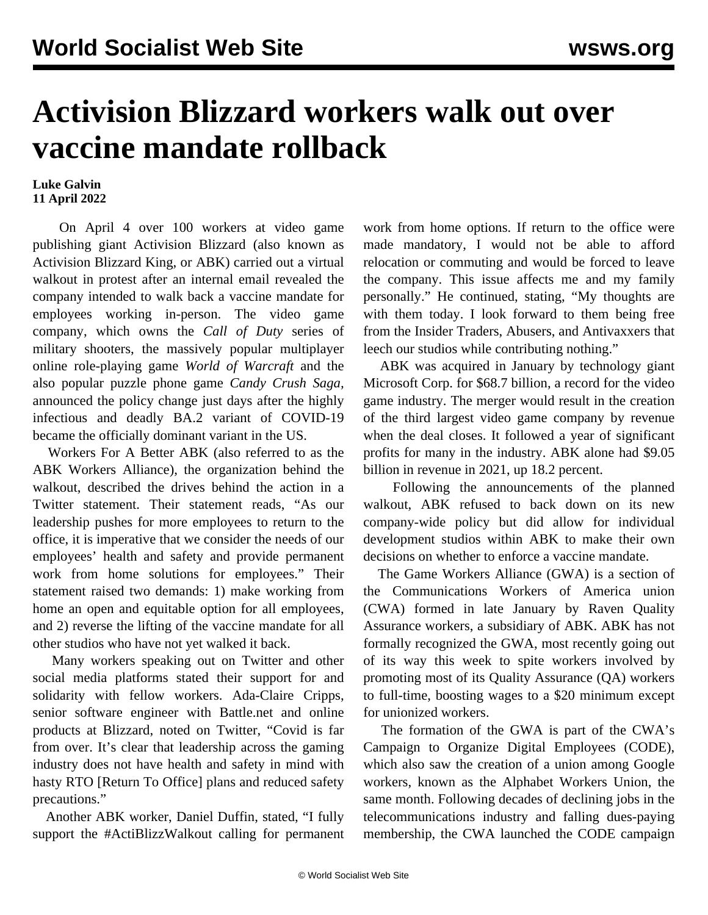# Activision Blizzard workers walk out over vaccine mandate rollback

**Luke Galvin**
**11 April 2022**

On April 4 over 100 workers at video game publishing giant Activision Blizzard (also known as Activision Blizzard King, or ABK) carried out a virtual walkout in protest after an internal email revealed the company intended to walk back a vaccine mandate for employees working in-person. The video game company, which owns the *Call of Duty* series of military shooters, the massively popular multiplayer online role-playing game *World of Warcraft* and the also popular puzzle phone game *Candy Crush Saga*, announced the policy change just days after the highly infectious and deadly BA.2 variant of COVID-19 became the officially dominant variant in the US.

Workers For A Better ABK (also referred to as the ABK Workers Alliance), the organization behind the walkout, described the drives behind the action in a Twitter statement. Their statement reads, "As our leadership pushes for more employees to return to the office, it is imperative that we consider the needs of our employees' health and safety and provide permanent work from home solutions for employees." Their statement raised two demands: 1) make working from home an open and equitable option for all employees, and 2) reverse the lifting of the vaccine mandate for all other studios who have not yet walked it back.

Many workers speaking out on Twitter and other social media platforms stated their support for and solidarity with fellow workers. Ada-Claire Cripps, senior software engineer with Battle.net and online products at Blizzard, noted on Twitter, "Covid is far from over. It's clear that leadership across the gaming industry does not have health and safety in mind with hasty RTO [Return To Office] plans and reduced safety precautions."

Another ABK worker, Daniel Duffin, stated, "I fully support the #ActiBlizzWalkout calling for permanent work from home options. If return to the office were made mandatory, I would not be able to afford relocation or commuting and would be forced to leave the company. This issue affects me and my family personally." He continued, stating, "My thoughts are with them today. I look forward to them being free from the Insider Traders, Abusers, and Antivaxxers that leech our studios while contributing nothing."

ABK was acquired in January by technology giant Microsoft Corp. for $68.7 billion, a record for the video game industry. The merger would result in the creation of the third largest video game company by revenue when the deal closes. It followed a year of significant profits for many in the industry. ABK alone had $9.05 billion in revenue in 2021, up 18.2 percent.

Following the announcements of the planned walkout, ABK refused to back down on its new company-wide policy but did allow for individual development studios within ABK to make their own decisions on whether to enforce a vaccine mandate.

The Game Workers Alliance (GWA) is a section of the Communications Workers of America union (CWA) formed in late January by Raven Quality Assurance workers, a subsidiary of ABK. ABK has not formally recognized the GWA, most recently going out of its way this week to spite workers involved by promoting most of its Quality Assurance (QA) workers to full-time, boosting wages to a $20 minimum except for unionized workers.

The formation of the GWA is part of the CWA's Campaign to Organize Digital Employees (CODE), which also saw the creation of a union among Google workers, known as the Alphabet Workers Union, the same month. Following decades of declining jobs in the telecommunications industry and falling dues-paying membership, the CWA launched the CODE campaign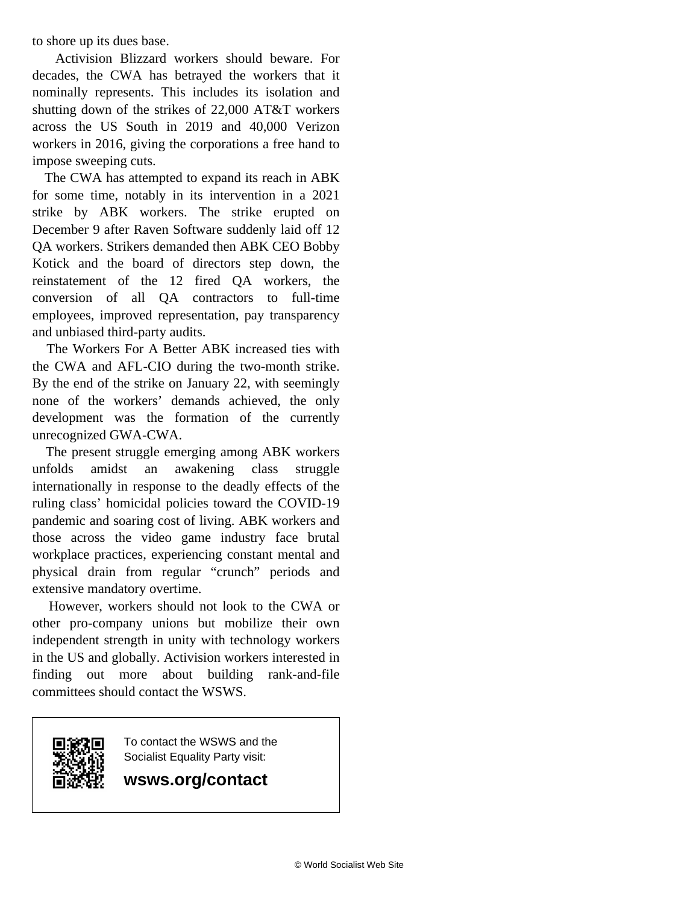to shore up its dues base.

Activision Blizzard workers should beware. For decades, the CWA has betrayed the workers that it nominally represents. This includes its isolation and shutting down of the strikes of 22,000 AT&T workers across the US South in 2019 and 40,000 Verizon workers in 2016, giving the corporations a free hand to impose sweeping cuts.

The CWA has attempted to expand its reach in ABK for some time, notably in its intervention in a 2021 strike by ABK workers. The strike erupted on December 9 after Raven Software suddenly laid off 12 QA workers. Strikers demanded then ABK CEO Bobby Kotick and the board of directors step down, the reinstatement of the 12 fired QA workers, the conversion of all QA contractors to full-time employees, improved representation, pay transparency and unbiased third-party audits.

The Workers For A Better ABK increased ties with the CWA and AFL-CIO during the two-month strike. By the end of the strike on January 22, with seemingly none of the workers' demands achieved, the only development was the formation of the currently unrecognized GWA-CWA.

The present struggle emerging among ABK workers unfolds amidst an awakening class struggle internationally in response to the deadly effects of the ruling class' homicidal policies toward the COVID-19 pandemic and soaring cost of living. ABK workers and those across the video game industry face brutal workplace practices, experiencing constant mental and physical drain from regular "crunch" periods and extensive mandatory overtime.

However, workers should not look to the CWA or other pro-company unions but mobilize their own independent strength in unity with technology workers in the US and globally. Activision workers interested in finding out more about building rank-and-file committees should contact the WSWS.

To contact the WSWS and the Socialist Equality Party visit:

**wsws.org/contact**